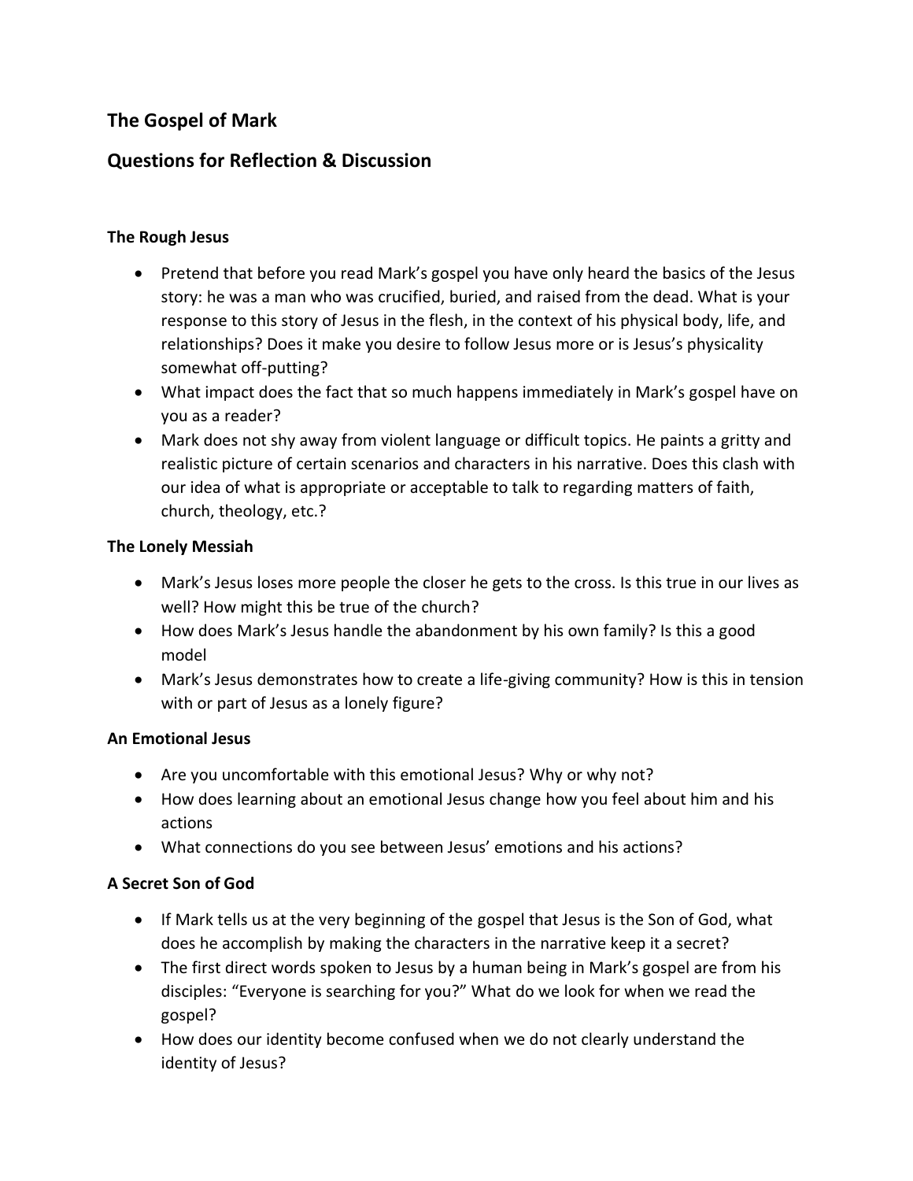## The Gospel of Mark

## Questions for Reflection & Discussion

### The Rough Jesus

- Pretend that before you read Mark's gospel you have only heard the basics of the Jesus story: he was a man who was crucified, buried, and raised from the dead. What is your response to this story of Jesus in the flesh, in the context of his physical body, life, and relationships? Does it make you desire to follow Jesus more or is Jesus's physicality somewhat off-putting?
- What impact does the fact that so much happens immediately in Mark's gospel have on you as a reader?
- Mark does not shy away from violent language or difficult topics. He paints a gritty and realistic picture of certain scenarios and characters in his narrative. Does this clash with our idea of what is appropriate or acceptable to talk to regarding matters of faith, church, theology, etc.?

### The Lonely Messiah

- Mark's Jesus loses more people the closer he gets to the cross. Is this true in our lives as well? How might this be true of the church?
- How does Mark's Jesus handle the abandonment by his own family? Is this a good model
- Mark's Jesus demonstrates how to create a life-giving community? How is this in tension with or part of Jesus as a lonely figure?

### An Emotional Jesus

- Are you uncomfortable with this emotional Jesus? Why or why not?
- How does learning about an emotional Jesus change how you feel about him and his actions
- What connections do you see between Jesus' emotions and his actions?

### A Secret Son of God

- If Mark tells us at the very beginning of the gospel that Jesus is the Son of God, what does he accomplish by making the characters in the narrative keep it a secret?
- The first direct words spoken to Jesus by a human being in Mark's gospel are from his disciples: "Everyone is searching for you?" What do we look for when we read the gospel?
- How does our identity become confused when we do not clearly understand the identity of Jesus?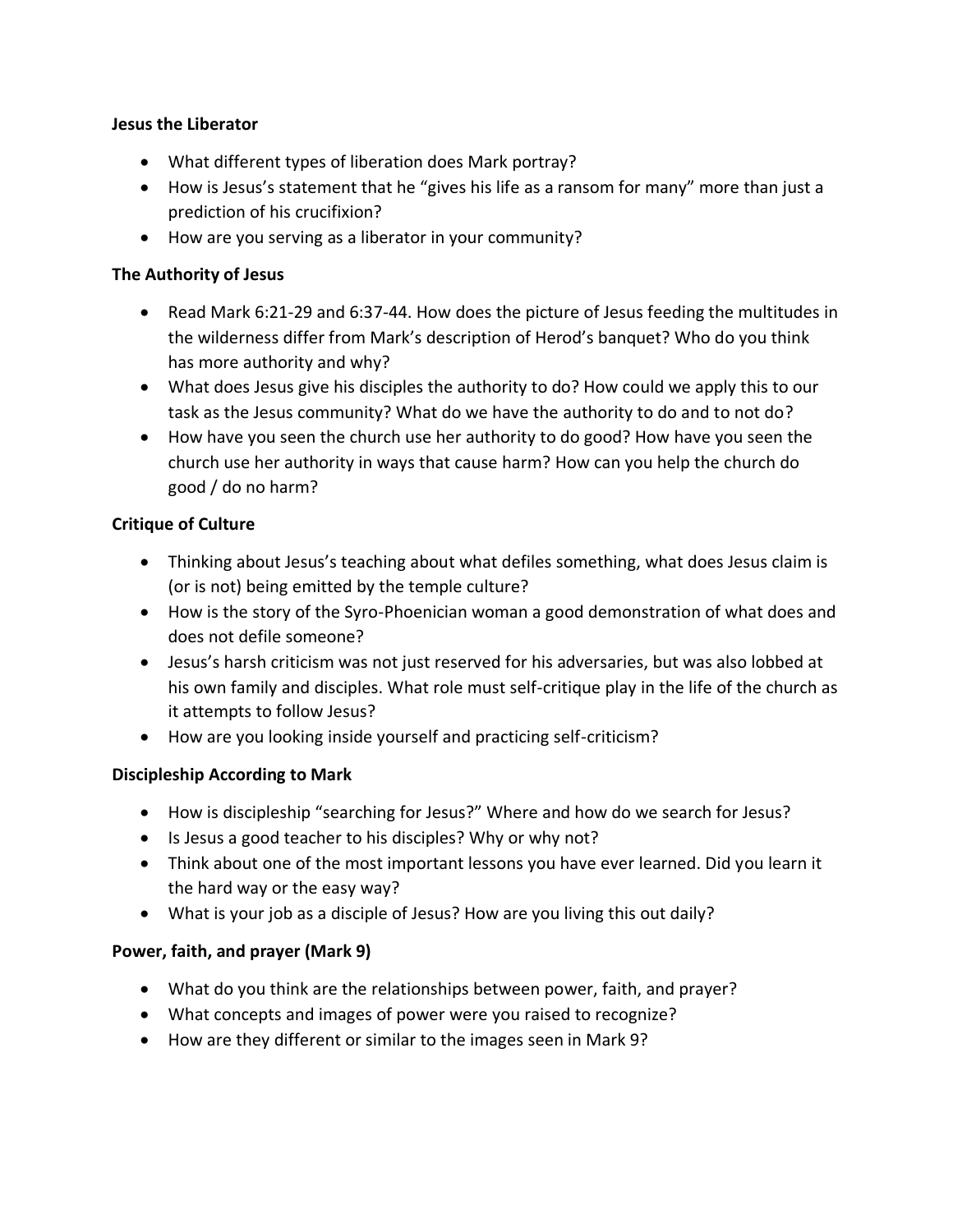**Jesus the Liberator**

- What different types of liberation does Mark portray?
- How is Jesus's statement that he "gives his life as a ransom for many" more than just a prediction of his crucifixion?
- How are you serving as a liberator in your community?

**The Authority of Jesus**

- Read Mark 6:21-29 and 6:37-44. How does the picture of Jesus feeding the multitudes in the wilderness differ from Mark's description of Herod's banquet? Who do you think has more authority and why?
- What does Jesus give his disciples the authority to do? How could we apply this to our task as the Jesus community? What do we have the authority to do and to not do?
- How have you seen the church use her authority to do good? How have you seen the church use her authority in ways that cause harm? How can you help the church do good / do no harm?

**Critique of Culture**

- Thinking about Jesus's teaching about what defiles something, what does Jesus claim is (or is not) being emitted by the temple culture?
- How is the story of the Syro-Phoenician woman a good demonstration of what does and does not defile someone?
- Jesus's harsh criticism was not just reserved for his adversaries, but was also lobbed at his own family and disciples. What role must self-critique play in the life of the church as it attempts to follow Jesus?
- How are you looking inside yourself and practicing self-criticism?

**Discipleship According to Mark**

- How is discipleship "searching for Jesus?" Where and how do we search for Jesus?
- Is Jesus a good teacher to his disciples? Why or why not?
- Think about one of the most important lessons you have ever learned. Did you learn it the hard way or the easy way?
- What is your job as a disciple of Jesus? How are you living this out daily?

**Power, faith, and prayer (Mark 9)**

- What do you think are the relationships between power, faith, and prayer?
- What concepts and images of power were you raised to recognize?
- How are they different or similar to the images seen in Mark 9?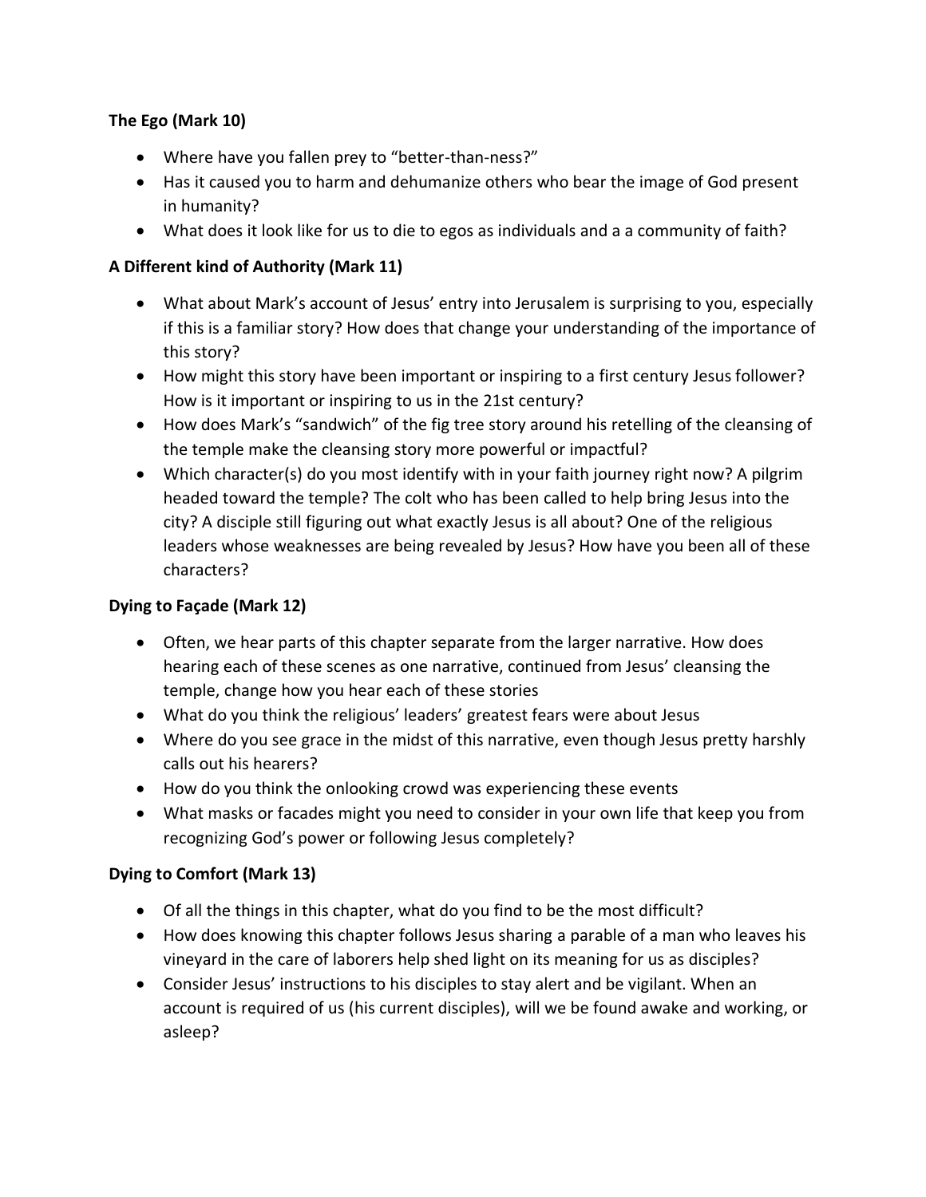**The Ego (Mark 10)**

- Where have you fallen prey to "better-than-ness?"
- Has it caused you to harm and dehumanize others who bear the image of God present in humanity?
- What does it look like for us to die to egos as individuals and a a community of faith?

**A Different kind of Authority (Mark 11)**

- What about Mark's account of Jesus' entry into Jerusalem is surprising to you, especially if this is a familiar story? How does that change your understanding of the importance of this story?
- How might this story have been important or inspiring to a first century Jesus follower? How is it important or inspiring to us in the 21st century?
- How does Mark's "sandwich" of the fig tree story around his retelling of the cleansing of the temple make the cleansing story more powerful or impactful?
- Which character(s) do you most identify with in your faith journey right now? A pilgrim headed toward the temple? The colt who has been called to help bring Jesus into the city? A disciple still figuring out what exactly Jesus is all about? One of the religious leaders whose weaknesses are being revealed by Jesus? How have you been all of these characters?

**Dying to Façade (Mark 12)**

- Often, we hear parts of this chapter separate from the larger narrative. How does hearing each of these scenes as one narrative, continued from Jesus' cleansing the temple, change how you hear each of these stories
- What do you think the religious' leaders' greatest fears were about Jesus
- Where do you see grace in the midst of this narrative, even though Jesus pretty harshly calls out his hearers?
- How do you think the onlooking crowd was experiencing these events
- What masks or facades might you need to consider in your own life that keep you from recognizing God's power or following Jesus completely?

**Dying to Comfort (Mark 13)**

- Of all the things in this chapter, what do you find to be the most difficult?
- How does knowing this chapter follows Jesus sharing a parable of a man who leaves his vineyard in the care of laborers help shed light on its meaning for us as disciples?
- Consider Jesus' instructions to his disciples to stay alert and be vigilant. When an account is required of us (his current disciples), will we be found awake and working, or asleep?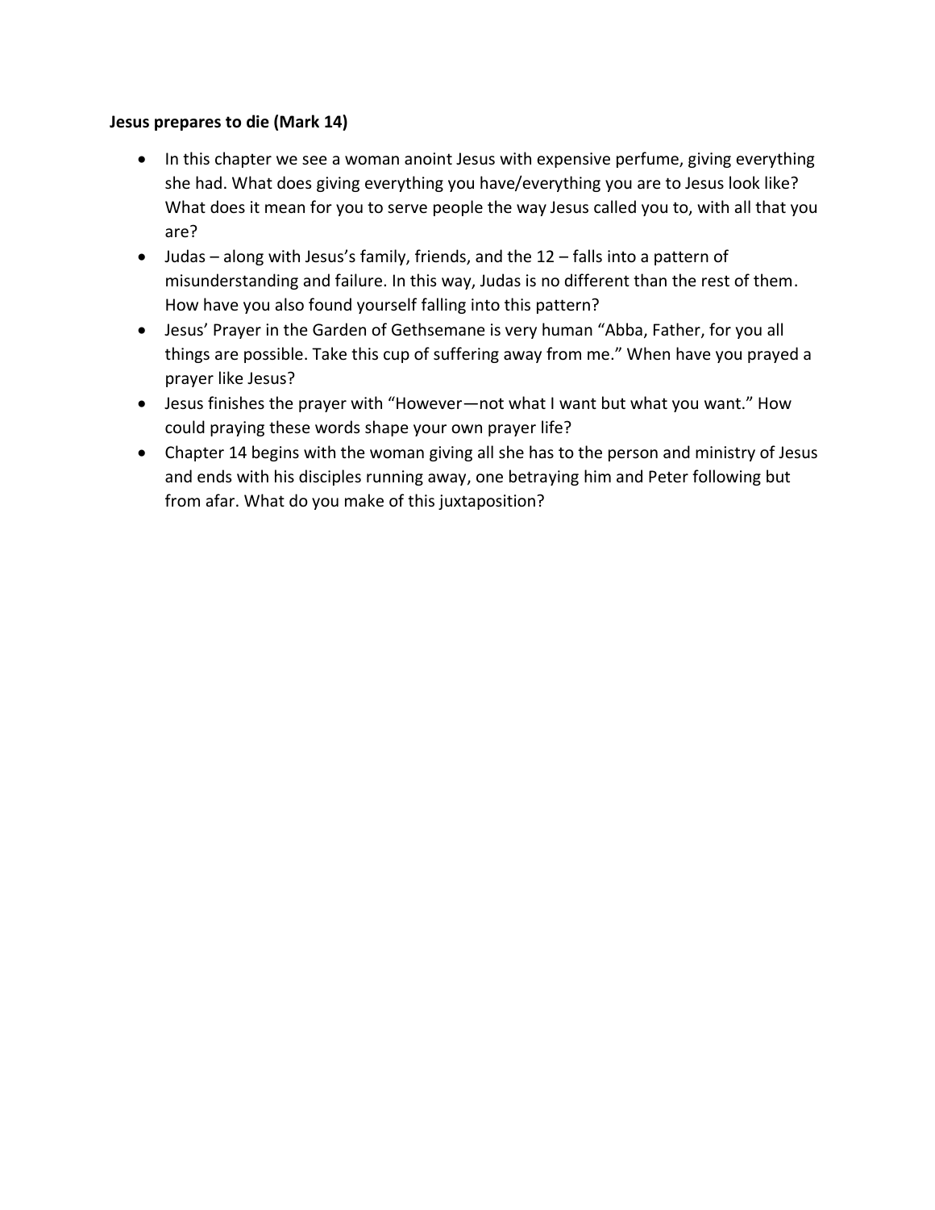**Jesus prepares to die (Mark 14)**

- In this chapter we see a woman anoint Jesus with expensive perfume, giving everything she had. What does giving everything you have/everything you are to Jesus look like? What does it mean for you to serve people the way Jesus called you to, with all that you are?
- Judas – along with Jesus's family, friends, and the 12 – falls into a pattern of misunderstanding and failure. In this way, Judas is no different than the rest of them. How have you also found yourself falling into this pattern?
- Jesus' Prayer in the Garden of Gethsemane is very human "Abba, Father, for you all things are possible. Take this cup of suffering away from me." When have you prayed a prayer like Jesus?
- Jesus finishes the prayer with "However—not what I want but what you want." How could praying these words shape your own prayer life?
- Chapter 14 begins with the woman giving all she has to the person and ministry of Jesus and ends with his disciples running away, one betraying him and Peter following but from afar. What do you make of this juxtaposition?